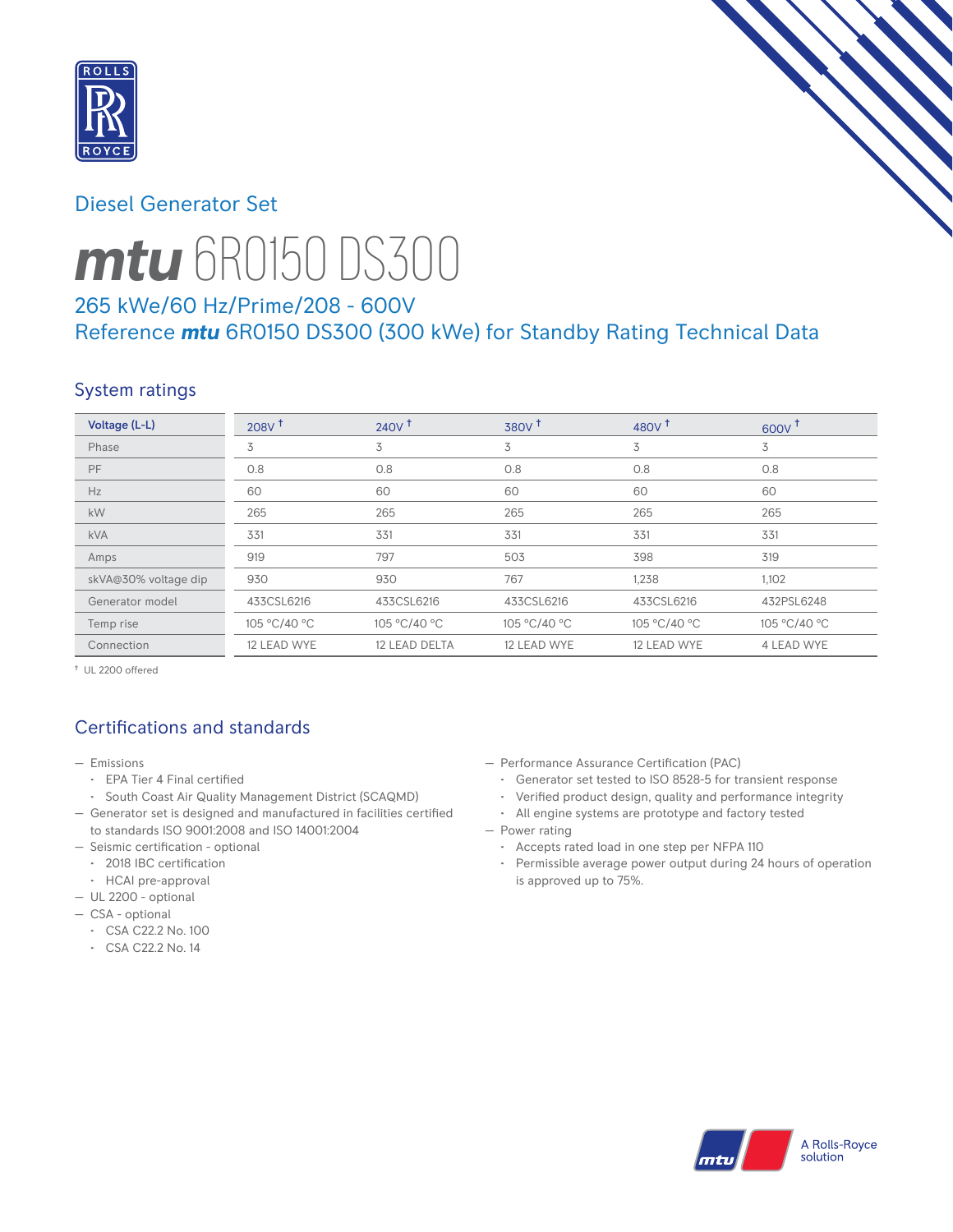## Diesel Generator Set

# *mtu* 6R0150 DS300

### 265 kWe/60 Hz/Prime/208 - 600V
### Reference *mtu* 6R0150 DS300 (300 kWe) for Standby Rating Technical Data

## System ratings

| Voltage (L-L) | 208V † | 240V † | 380V † | 480V † | 600V † |
|---|---|---|---|---|---|
| Phase | 3 | 3 | 3 | 3 | 3 |
| PF | 0.8 | 0.8 | 0.8 | 0.8 | 0.8 |
| Hz | 60 | 60 | 60 | 60 | 60 |
| kW | 265 | 265 | 265 | 265 | 265 |
| kVA | 331 | 331 | 331 | 331 | 331 |
| Amps | 919 | 797 | 503 | 398 | 319 |
| skVA@30% voltage dip | 930 | 930 | 767 | 1,238 | 1,102 |
| Generator model | 433CSL6216 | 433CSL6216 | 433CSL6216 | 433CSL6216 | 432PSL6248 |
| Temp rise | 105 °C/40 °C | 105 °C/40 °C | 105 °C/40 °C | 105 °C/40 °C | 105 °C/40 °C |
| Connection | 12 LEAD WYE | 12 LEAD DELTA | 12 LEAD WYE | 12 LEAD WYE | 4 LEAD WYE |

† UL 2200 offered

## Certifications and standards

- Emissions
  - EPA Tier 4 Final certified
  - South Coast Air Quality Management District (SCAQMD)
- Generator set is designed and manufactured in facilities certified to standards ISO 9001:2008 and ISO 14001:2004
- Seismic certification - optional
  - 2018 IBC certification
  - HCAI pre-approval
- UL 2200 - optional
- CSA - optional
  - CSA C22.2 No. 100
  - CSA C22.2 No. 14
- Performance Assurance Certification (PAC)
  - Generator set tested to ISO 8528-5 for transient response
  - Verified product design, quality and performance integrity
  - All engine systems are prototype and factory tested
- Power rating
  - Accepts rated load in one step per NFPA 110
  - Permissible average power output during 24 hours of operation is approved up to 75%.

A Rolls-Royce solution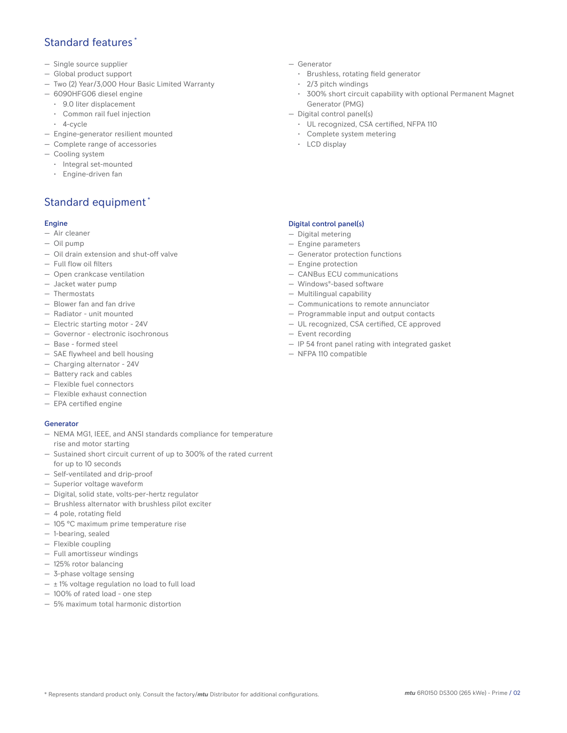## Standard features*

- Single source supplier
- Global product support
- Two (2) Year/3,000 Hour Basic Limited Warranty
- 6090HFG06 diesel engine
  - 9.0 liter displacement
  - Common rail fuel injection
  - 4-cycle
- Engine-generator resilient mounted
- Complete range of accessories
- Cooling system
  - Integral set-mounted
  - Engine-driven fan
- Generator
  - Brushless, rotating field generator
  - 2/3 pitch windings
  - 300% short circuit capability with optional Permanent Magnet Generator (PMG)
- Digital control panel(s)
  - UL recognized, CSA certified, NFPA 110
  - Complete system metering
  - LCD display

## Standard equipment*

### Engine

- Air cleaner
- Oil pump
- Oil drain extension and shut-off valve
- Full flow oil filters
- Open crankcase ventilation
- Jacket water pump
- Thermostats
- Blower fan and fan drive
- Radiator - unit mounted
- Electric starting motor - 24V
- Governor - electronic isochronous
- Base - formed steel
- SAE flywheel and bell housing
- Charging alternator - 24V
- Battery rack and cables
- Flexible fuel connectors
- Flexible exhaust connection
- EPA certified engine

### Generator

- NEMA MG1, IEEE, and ANSI standards compliance for temperature rise and motor starting
- Sustained short circuit current of up to 300% of the rated current for up to 10 seconds
- Self-ventilated and drip-proof
- Superior voltage waveform
- Digital, solid state, volts-per-hertz regulator
- Brushless alternator with brushless pilot exciter
- 4 pole, rotating field
- 105 °C maximum prime temperature rise
- 1-bearing, sealed
- Flexible coupling
- Full amortisseur windings
- 125% rotor balancing
- 3-phase voltage sensing
- ± 1% voltage regulation no load to full load
- 100% of rated load - one step
- 5% maximum total harmonic distortion

### Digital control panel(s)

- Digital metering
- Engine parameters
- Generator protection functions
- Engine protection
- CANBus ECU communications
- Windows®-based software
- Multilingual capability
- Communications to remote annunciator
- Programmable input and output contacts
- UL recognized, CSA certified, CE approved
- Event recording
- IP 54 front panel rating with integrated gasket
- NFPA 110 compatible

* Represents standard product only. Consult the factory/***mtu*** Distributor for additional configurations.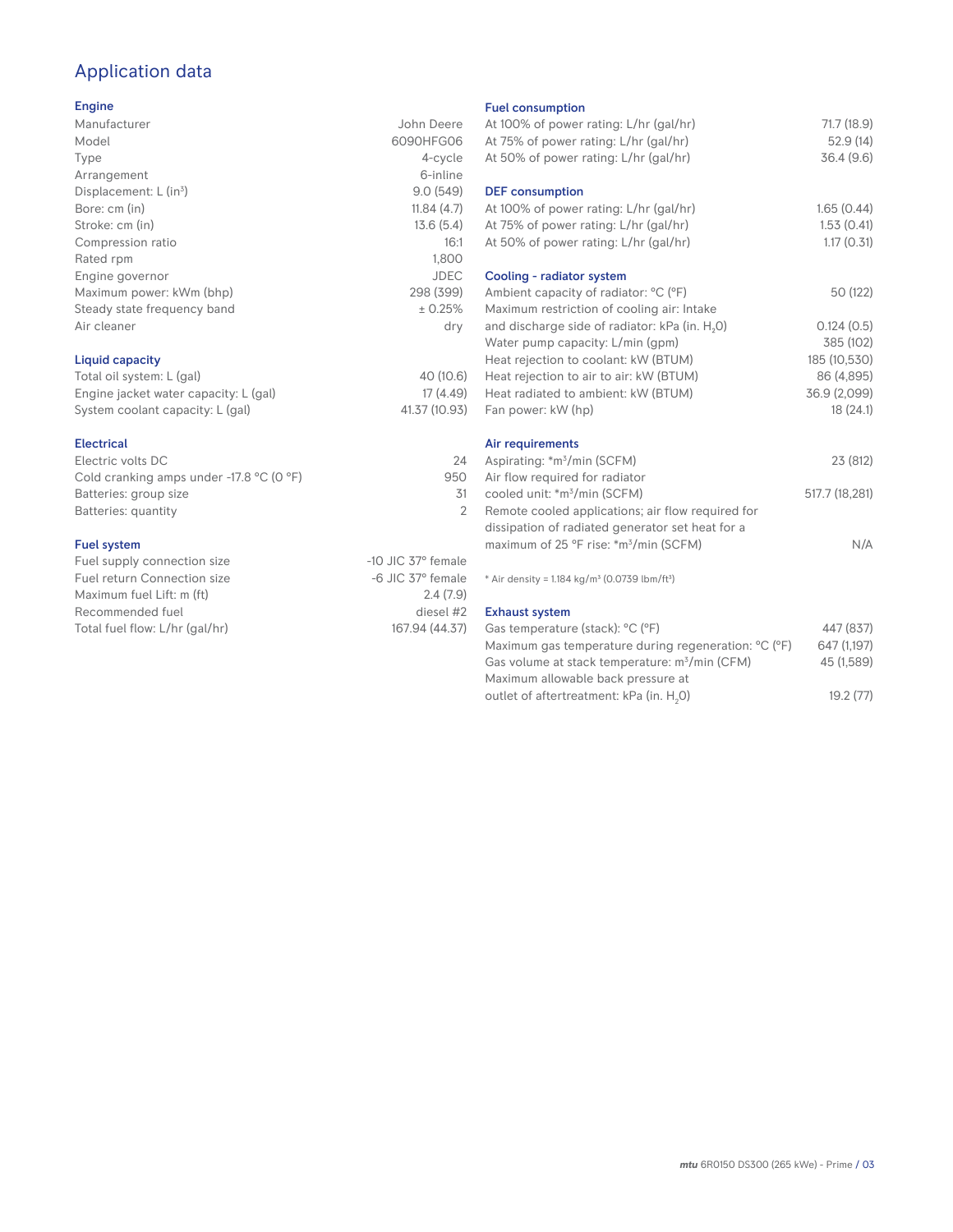# Application data

## Engine

| | |
|---|---|
| Manufacturer | John Deere |
| Model | 6090HFG06 |
| Type | 4-cycle |
| Arrangement | 6-inline |
| Displacement: L ($in^3$) | 9.0 (549) |
| Bore: cm (in) | 11.84 (4.7) |
| Stroke: cm (in) | 13.6 (5.4) |
| Compression ratio | 16:1 |
| Rated rpm | 1,800 |
| Engine governor | JDEC |
| Maximum power: kWm (bhp) | 298 (399) |
| Steady state frequency band | ± 0.25% |
| Air cleaner | dry |

## Liquid capacity

| | |
|---|---|
| Total oil system: L (gal) | 40 (10.6) |
| Engine jacket water capacity: L (gal) | 17 (4.49) |
| System coolant capacity: L (gal) | 41.37 (10.93) |

## Electrical

| | |
|---|---|
| Electric volts DC | 24 |
| Cold cranking amps under -17.8 °C (0 °F) | 950 |
| Batteries: group size | 31 |
| Batteries: quantity | 2 |

## Fuel system

| | |
|---|---|
| Fuel supply connection size | -10 JIC 37° female |
| Fuel return Connection size | -6 JIC 37° female |
| Maximum fuel Lift: m (ft) | 2.4 (7.9) |
| Recommended fuel | diesel #2 |
| Total fuel flow: L/hr (gal/hr) | 167.94 (44.37) |

## Fuel consumption

| | |
|---|---|
| At 100% of power rating: L/hr (gal/hr) | 71.7 (18.9) |
| At 75% of power rating: L/hr (gal/hr) | 52.9 (14) |
| At 50% of power rating: L/hr (gal/hr) | 36.4 (9.6) |

## DEF consumption

| | |
|---|---|
| At 100% of power rating: L/hr (gal/hr) | 1.65 (0.44) |
| At 75% of power rating: L/hr (gal/hr) | 1.53 (0.41) |
| At 50% of power rating: L/hr (gal/hr) | 1.17 (0.31) |

## Cooling - radiator system

| | |
|---|---|
| Ambient capacity of radiator: °C (°F) | 50 (122) |
| Maximum restriction of cooling air: Intake and discharge side of radiator: kPa (in. $H_2O$) | 0.124 (0.5) |
| Water pump capacity: L/min (gpm) | 385 (102) |
| Heat rejection to coolant: kW (BTUM) | 185 (10,530) |
| Heat rejection to air to air: kW (BTUM) | 86 (4,895) |
| Heat radiated to ambient: kW (BTUM) | 36.9 (2,099) |
| Fan power: kW (hp) | 18 (24.1) |

## Air requirements

| | |
|---|---|
| Aspirating: *$m^3$/min (SCFM) | 23 (812) |
| Air flow required for radiator cooled unit: *$m^3$/min (SCFM) | 517.7 (18,281) |
| Remote cooled applications; air flow required for dissipation of radiated generator set heat for a maximum of 25 °F rise: *$m^3$/min (SCFM) | N/A |

* Air density = 1.184 kg/$m^3$ (0.0739 lbm/$ft^3$)

## Exhaust system

| | |
|---|---|
| Gas temperature (stack): °C (°F) | 447 (837) |
| Maximum gas temperature during regeneration: °C (°F) | 647 (1,197) |
| Gas volume at stack temperature: $m^3$/min (CFM) | 45 (1,589) |
| Maximum allowable back pressure at outlet of aftertreatment: kPa (in. $H_2O$) | 19.2 (77) |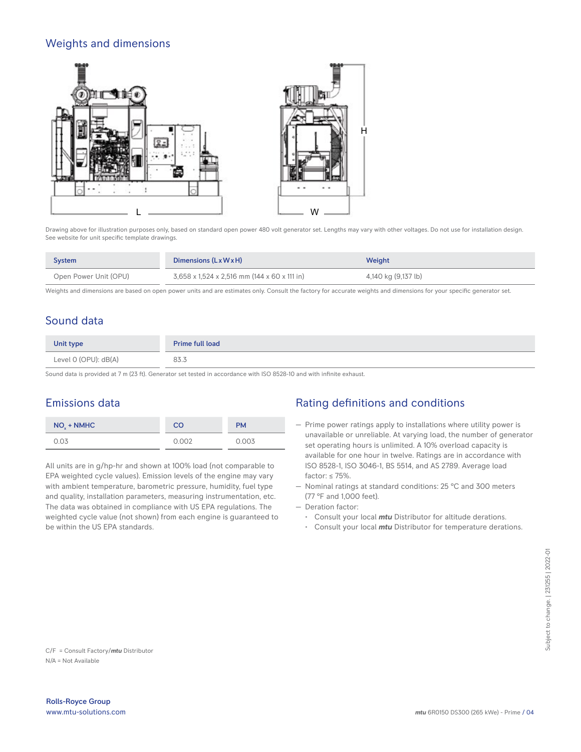## Weights and dimensions

L

W

H

Drawing above for illustration purposes only, based on standard open power 480 volt generator set. Lengths may vary with other voltages. Do not use for installation design. See website for unit specific template drawings.

| System | Dimensions (L x W x H) | Weight |
|---|---|---|
| Open Power Unit (OPU) | 3,658 x 1,524 x 2,516 mm (144 x 60 x 111 in) | 4,140 kg (9,137 lb) |

Weights and dimensions are based on open power units and are estimates only. Consult the factory for accurate weights and dimensions for your specific generator set.

## Sound data

| Unit type | Prime full load |
|---|---|
| Level 0 (OPU): dB(A) | 83.3 |

Sound data is provided at 7 m (23 ft). Generator set tested in accordance with ISO 8528-10 and with infinite exhaust.

## Emissions data

| $NO_x$ + NMHC | CO | PM |
|---|---|---|
| 0.03 | 0.002 | 0.003 |

All units are in g/hp-hr and shown at 100% load (not comparable to EPA weighted cycle values). Emission levels of the engine may vary with ambient temperature, barometric pressure, humidity, fuel type and quality, installation parameters, measuring instrumentation, etc. The data was obtained in compliance with US EPA regulations. The weighted cycle value (not shown) from each engine is guaranteed to be within the US EPA standards.

## Rating definitions and conditions

- Prime power ratings apply to installations where utility power is unavailable or unreliable. At varying load, the number of generator set operating hours is unlimited. A 10% overload capacity is available for one hour in twelve. Ratings are in accordance with ISO 8528-1, ISO 3046-1, BS 5514, and AS 2789. Average load factor: ≤ 75%.
- Nominal ratings at standard conditions: 25 °C and 300 meters (77 °F and 1,000 feet).
- Deration factor:
  - Consult your local ***mtu*** Distributor for altitude derations.
  - Consult your local ***mtu*** Distributor for temperature derations.

C/F = Consult Factory/***mtu*** Distributor
N/A = Not Available

Subject to change. | 231255 | 2022-01

**Rolls-Royce Group**
www.mtu-solutions.com